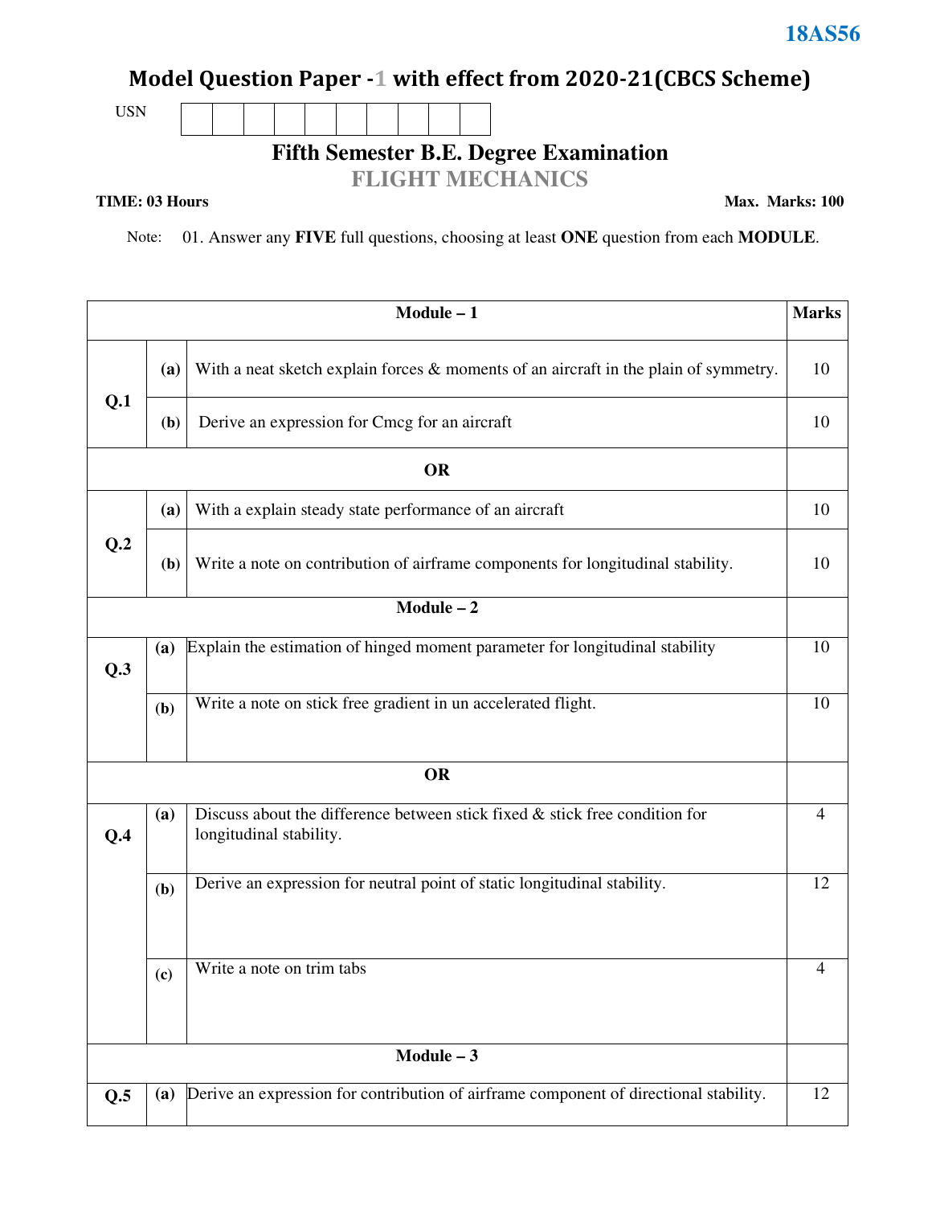**18AS56**

# Model Question Paper -1 with effect from 2020-21(CBCS Scheme)

USN | | | | | | | | | | |

## Fifth Semester B.E. Degree Examination

## FLIGHT MECHANICS

**TIME: 03 Hours** **Max. Marks: 100**

Note: 01. Answer any **FIVE** full questions, choosing at least **ONE** question from each **MODULE**.

| | | **Module – 1** | **Marks** |
|---|---|---|---|
| **Q.1** | **(a)** | With a neat sketch explain forces & moments of an aircraft in the plain of symmetry. | 10 |
| | **(b)** | Derive an expression for Cmcg for an aircraft | 10 |
| | | **OR** | |
| **Q.2** | **(a)** | With a explain steady state performance of an aircraft | 10 |
| | **(b)** | Write a note on contribution of airframe components for longitudinal stability. | 10 |
| | | **Module – 2** | |
| **Q.3** | **(a)** | Explain the estimation of hinged moment parameter for longitudinal stability | 10 |
| | **(b)** | Write a note on stick free gradient in un accelerated flight. | 10 |
| | | **OR** | |
| **Q.4** | **(a)** | Discuss about the difference between stick fixed & stick free condition for longitudinal stability. | 4 |
| | **(b)** | Derive an expression for neutral point of static longitudinal stability. | 12 |
| | **(c)** | Write a note on trim tabs | 4 |
| | | **Module – 3** | |
| **Q.5** | **(a)** | Derive an expression for contribution of airframe component of directional stability. | 12 |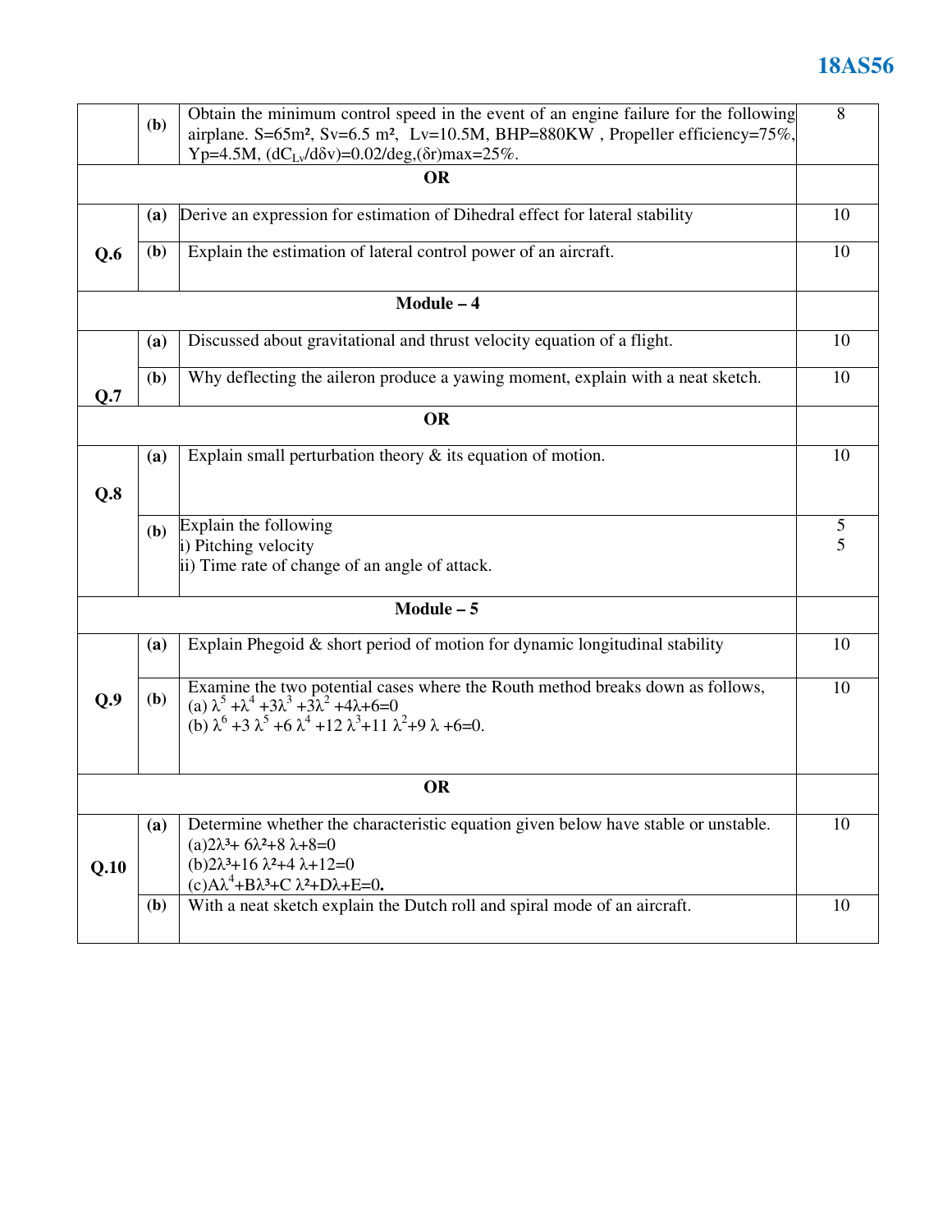| | | | |
|---|---|---|---|
| | **(b)** | Obtain the minimum control speed in the event of an engine failure for the following airplane. S=65m², Sv=6.5 m², Lv=10.5M, BHP=880KW , Propeller efficiency=75%, Yp=4.5M, $(dC_{Lv}/d\delta v)$=0.02/deg,$(\delta r)_{max}$=25%. | 8 |
| | | **OR** | |
| **Q.6** | **(a)** | Derive an expression for estimation of Dihedral effect for lateral stability | 10 |
| | **(b)** | Explain the estimation of lateral control power of an aircraft. | 10 |
| | | **Module – 4** | |
| **Q.7** | **(a)** | Discussed about gravitational and thrust velocity equation of a flight. | 10 |
| | **(b)** | Why deflecting the aileron produce a yawing moment, explain with a neat sketch. | 10 |
| | | **OR** | |
| **Q.8** | **(a)** | Explain small perturbation theory & its equation of motion. | 10 |
| | **(b)** | Explain the following<br>i) Pitching velocity<br>ii) Time rate of change of an angle of attack. | 5<br>5 |
| | | **Module – 5** | |
| **Q.9** | **(a)** | Explain Phegoid & short period of motion for dynamic longitudinal stability | 10 |
| | **(b)** | Examine the two potential cases where the Routh method breaks down as follows,<br>(a) $\lambda^5 + \lambda^4 + 3\lambda^3 + 3\lambda^2 + 4\lambda + 6 = 0$<br>(b) $\lambda^6 + 3\lambda^5 + 6\lambda^4 + 12\lambda^3 + 11\lambda^2 + 9\lambda + 6 = 0$. | 10 |
| | | **OR** | |
| **Q.10** | **(a)** | Determine whether the characteristic equation given below have stable or unstable.<br>(a) $2\lambda^3 + 6\lambda^2 + 8\lambda + 8 = 0$<br>(b) $2\lambda^3 + 16\lambda^2 + 4\lambda + 12 = 0$<br>(c) $A\lambda^4 + B\lambda^3 + C\lambda^2 + D\lambda + E = 0$. | 10 |
| | **(b)** | With a neat sketch explain the Dutch roll and spiral mode of an aircraft. | 10 |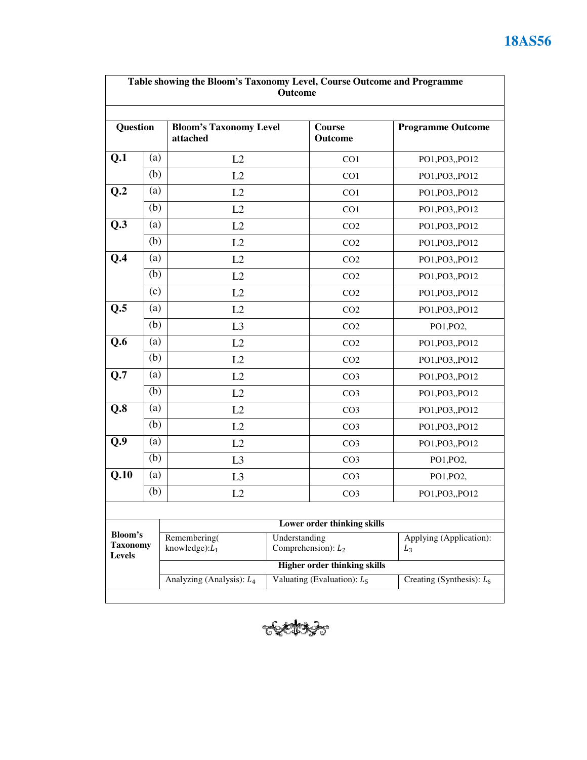**18AS56**

**Table showing the Bloom's Taxonomy Level, Course Outcome and Programme Outcome**

| Question | | Bloom's Taxonomy Level attached | Course Outcome | Programme Outcome |
|---|---|---|---|---|
| **Q.1** | (a) | L2 | CO1 | PO1,PO3,,PO12 |
| | (b) | L2 | CO1 | PO1,PO3,,PO12 |
| **Q.2** | (a) | L2 | CO1 | PO1,PO3,,PO12 |
| | (b) | L2 | CO1 | PO1,PO3,,PO12 |
| **Q.3** | (a) | L2 | CO2 | PO1,PO3,,PO12 |
| | (b) | L2 | CO2 | PO1,PO3,,PO12 |
| **Q.4** | (a) | L2 | CO2 | PO1,PO3,,PO12 |
| | (b) | L2 | CO2 | PO1,PO3,,PO12 |
| | (c) | L2 | CO2 | PO1,PO3,,PO12 |
| **Q.5** | (a) | L2 | CO2 | PO1,PO3,,PO12 |
| | (b) | L3 | CO2 | PO1,PO2, |
| **Q.6** | (a) | L2 | CO2 | PO1,PO3,,PO12 |
| | (b) | L2 | CO2 | PO1,PO3,,PO12 |
| **Q.7** | (a) | L2 | CO3 | PO1,PO3,,PO12 |
| | (b) | L2 | CO3 | PO1,PO3,,PO12 |
| **Q.8** | (a) | L2 | CO3 | PO1,PO3,,PO12 |
| | (b) | L2 | CO3 | PO1,PO3,,PO12 |
| **Q.9** | (a) | L2 | CO3 | PO1,PO3,,PO12 |
| | (b) | L3 | CO3 | PO1,PO2, |
| **Q.10** | (a) | L3 | CO3 | PO1,PO2, |
| | (b) | L2 | CO3 | PO1,PO3,,PO12 |

| **Bloom's Taxonomy Levels** | **Lower order thinking skills** | | |
|---|---|---|---|
| | Remembering( knowledge): $L_1$ | Understanding Comprehension): $L_2$ | Applying (Application): $L_3$ |
| | **Higher order thinking skills** | | |
| | Analyzing (Analysis): $L_4$ | Valuating (Evaluation): $L_5$ | Creating (Synthesis): $L_6$ |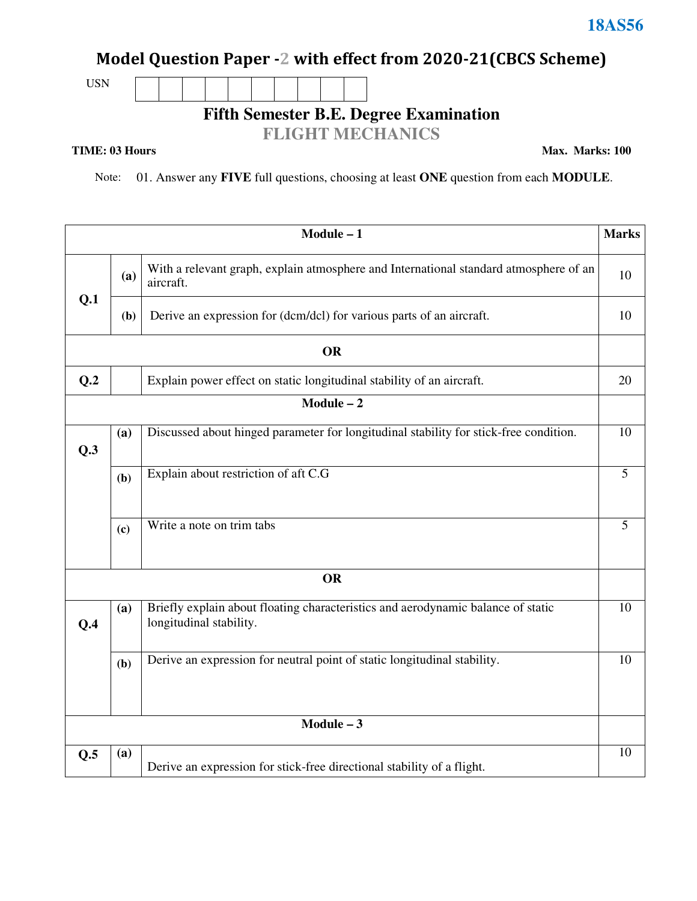18AS56

# Model Question Paper -2 with effect from 2020-21(CBCS Scheme)

USN

## Fifth Semester B.E. Degree Examination

## FLIGHT MECHANICS

**TIME: 03 Hours** **Max. Marks: 100**

Note: 01. Answer any **FIVE** full questions, choosing at least **ONE** question from each **MODULE**.

| | | **Module – 1** | **Marks** |
|---|---|---|---|
| **Q.1** | **(a)** | With a relevant graph, explain atmosphere and International standard atmosphere of an aircraft. | 10 |
| | **(b)** | Derive an expression for (dcm/dcl) for various parts of an aircraft. | 10 |
| | | **OR** | |
| **Q.2** | | Explain power effect on static longitudinal stability of an aircraft. | 20 |
| | | **Module – 2** | |
| **Q.3** | **(a)** | Discussed about hinged parameter for longitudinal stability for stick-free condition. | 10 |
| | **(b)** | Explain about restriction of aft C.G | 5 |
| | **(c)** | Write a note on trim tabs | 5 |
| | | **OR** | |
| **Q.4** | **(a)** | Briefly explain about floating characteristics and aerodynamic balance of static longitudinal stability. | 10 |
| | **(b)** | Derive an expression for neutral point of static longitudinal stability. | 10 |
| | | **Module – 3** | |
| **Q.5** | **(a)** | Derive an expression for stick-free directional stability of a flight. | 10 |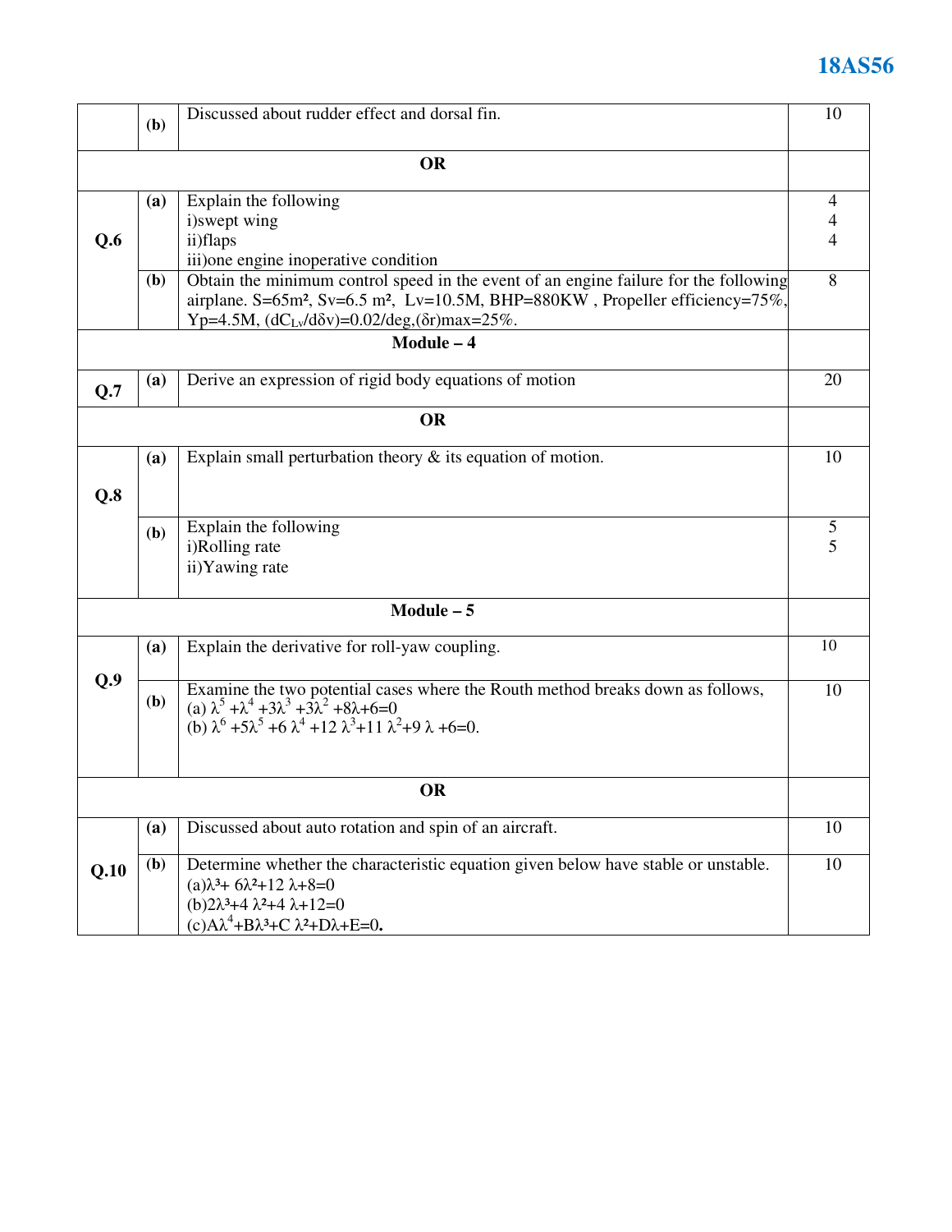| | | | |
|---|---|---|---|
| | **(b)** | Discussed about rudder effect and dorsal fin. | 10 |
| | | **OR** | |
| **Q.6** | **(a)** | Explain the following<br>i)swept wing<br>ii)flaps<br>iii)one engine inoperative condition | <br>4<br>4<br>4 |
| | **(b)** | Obtain the minimum control speed in the event of an engine failure for the following airplane. S=65m², Sv=6.5 m², Lv=10.5M, BHP=880KW , Propeller efficiency=75%, Yp=4.5M, $(dC_{Lv}/d\delta v)$=0.02/deg,$(\delta r)$max=25%. | 8 |
| | | **Module – 4** | |
| **Q.7** | **(a)** | Derive an expression of rigid body equations of motion | 20 |
| | | **OR** | |
| **Q.8** | **(a)** | Explain small perturbation theory & its equation of motion. | 10 |
| | **(b)** | Explain the following<br>i)Rolling rate<br>ii)Yawing rate | <br>5<br>5 |
| | | **Module – 5** | |
| **Q.9** | **(a)** | Explain the derivative for roll-yaw coupling. | 10 |
| | **(b)** | Examine the two potential cases where the Routh method breaks down as follows,<br>(a) $\lambda^5 + \lambda^4 + 3\lambda^3 + 3\lambda^2 + 8\lambda + 6 = 0$<br>(b) $\lambda^6 + 5\lambda^5 + 6\lambda^4 + 12\lambda^3 + 11\lambda^2 + 9\lambda + 6 = 0$. | 10 |
| | | **OR** | |
| **Q.10** | **(a)** | Discussed about auto rotation and spin of an aircraft. | 10 |
| | **(b)** | Determine whether the characteristic equation given below have stable or unstable.<br>(a)$\lambda^3 + 6\lambda^2 + 12\lambda + 8 = 0$<br>(b)$2\lambda^3 + 4\lambda^2 + 4\lambda + 12 = 0$<br>(c)$A\lambda^4 + B\lambda^3 + C\lambda^2 + D\lambda + E = 0$. | 10 |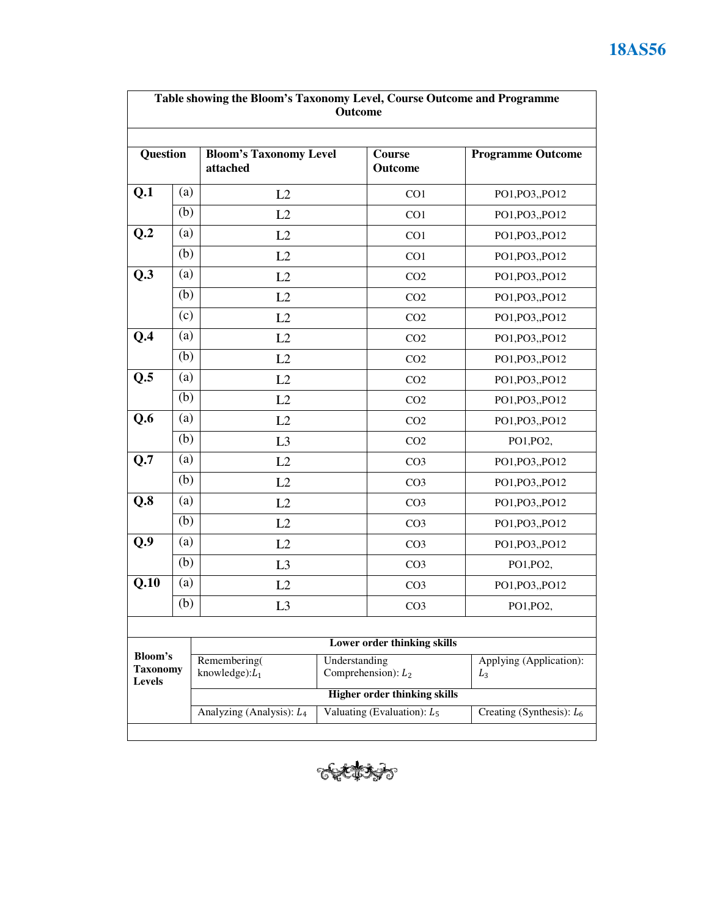**Table showing the Bloom's Taxonomy Level, Course Outcome and Programme Outcome**

| Question | | Bloom's Taxonomy Level attached | Course Outcome | Programme Outcome |
|---|---|---|---|---|
| **Q.1** | (a) | L2 | CO1 | PO1,PO3,,PO12 |
| | (b) | L2 | CO1 | PO1,PO3,,PO12 |
| **Q.2** | (a) | L2 | CO1 | PO1,PO3,,PO12 |
| | (b) | L2 | CO1 | PO1,PO3,,PO12 |
| **Q.3** | (a) | L2 | CO2 | PO1,PO3,,PO12 |
| | (b) | L2 | CO2 | PO1,PO3,,PO12 |
| | (c) | L2 | CO2 | PO1,PO3,,PO12 |
| **Q.4** | (a) | L2 | CO2 | PO1,PO3,,PO12 |
| | (b) | L2 | CO2 | PO1,PO3,,PO12 |
| **Q.5** | (a) | L2 | CO2 | PO1,PO3,,PO12 |
| | (b) | L2 | CO2 | PO1,PO3,,PO12 |
| **Q.6** | (a) | L2 | CO2 | PO1,PO3,,PO12 |
| | (b) | L3 | CO2 | PO1,PO2, |
| **Q.7** | (a) | L2 | CO3 | PO1,PO3,,PO12 |
| | (b) | L2 | CO3 | PO1,PO3,,PO12 |
| **Q.8** | (a) | L2 | CO3 | PO1,PO3,,PO12 |
| | (b) | L2 | CO3 | PO1,PO3,,PO12 |
| **Q.9** | (a) | L2 | CO3 | PO1,PO3,,PO12 |
| | (b) | L3 | CO3 | PO1,PO2, |
| **Q.10** | (a) | L2 | CO3 | PO1,PO3,,PO12 |
| | (b) | L3 | CO3 | PO1,PO2, |

| | | | |
|---|---|---|---|
| **Bloom's Taxonomy Levels** | **Lower order thinking skills** | | |
| | Remembering( knowledge): $L_1$ | Understanding Comprehension): $L_2$ | Applying (Application): $L_3$ |
| | **Higher order thinking skills** | | |
| | Analyzing (Analysis): $L_4$ | Valuating (Evaluation): $L_5$ | Creating (Synthesis): $L_6$ |